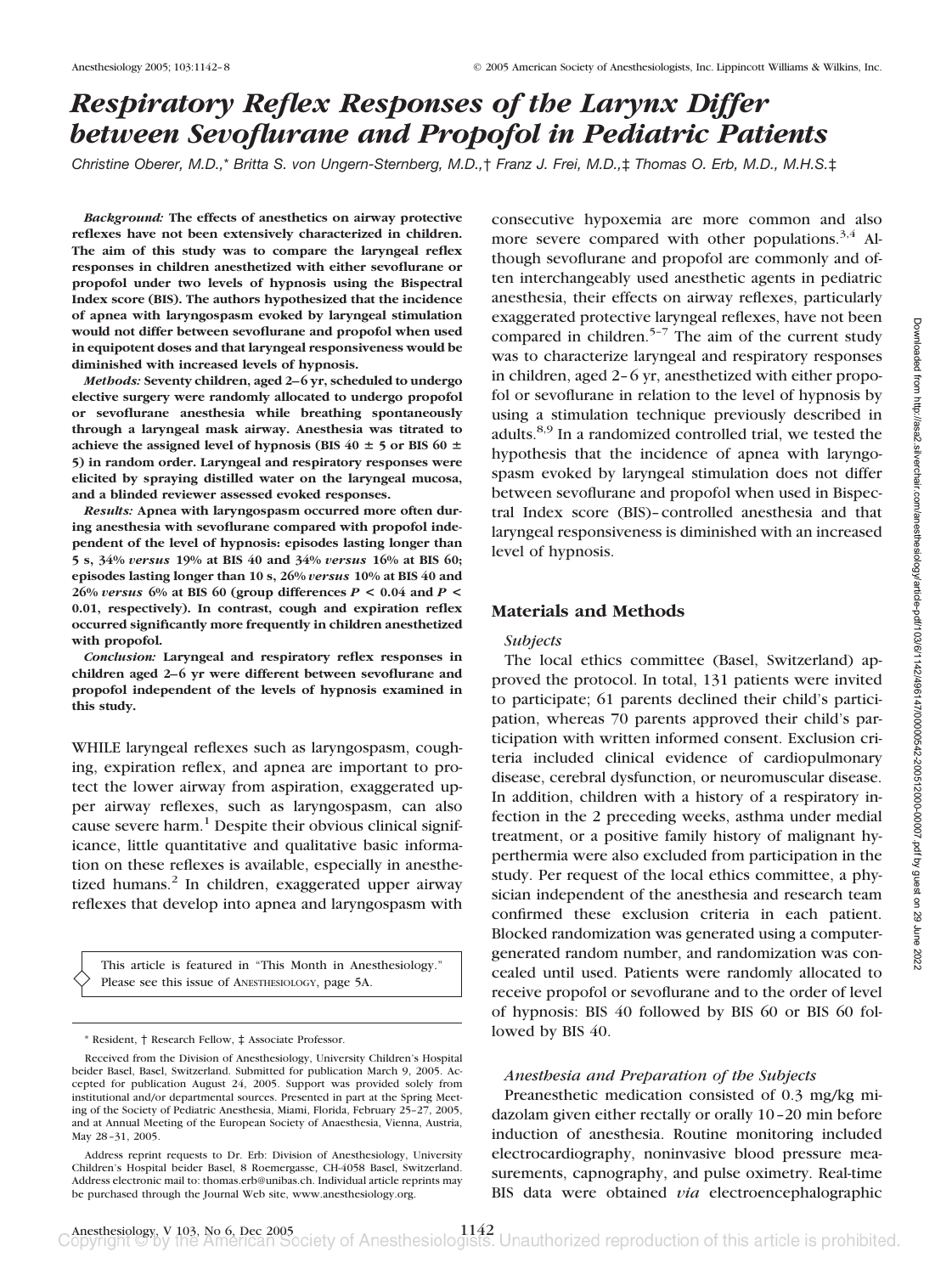# Respiratory Reflex Responses of the Larynx Differ between Sevoflurane and Propofol in Pediatric Patients

*Christine Oberer, M.D.,\* Britta S. von Ungern-Sternberg, M.D.,† Franz J. Frei, M.D.,‡ Thomas O. Erb, M.D., M.H.S.‡*

***Background:*** **The effects of anesthetics on airway protective reflexes have not been extensively characterized in children. The aim of this study was to compare the laryngeal reflex responses in children anesthetized with either sevoflurane or propofol under two levels of hypnosis using the Bispectral Index score (BIS). The authors hypothesized that the incidence of apnea with laryngospasm evoked by laryngeal stimulation would not differ between sevoflurane and propofol when used in equipotent doses and that laryngeal responsiveness would be diminished with increased levels of hypnosis.**

***Methods:*** **Seventy children, aged 2–6 yr, scheduled to undergo elective surgery were randomly allocated to undergo propofol or sevoflurane anesthesia while breathing spontaneously through a laryngeal mask airway. Anesthesia was titrated to achieve the assigned level of hypnosis (BIS 40 ± 5 or BIS 60 ± 5) in random order. Laryngeal and respiratory responses were elicited by spraying distilled water on the laryngeal mucosa, and a blinded reviewer assessed evoked responses.**

***Results:*** **Apnea with laryngospasm occurred more often during anesthesia with sevoflurane compared with propofol independent of the level of hypnosis: episodes lasting longer than 5 s, 34% *versus* 19% at BIS 40 and 34% *versus* 16% at BIS 60; episodes lasting longer than 10 s, 26% *versus* 10% at BIS 40 and 26% *versus* 6% at BIS 60 (group differences $P < 0.04$ and $P < 0.01$, respectively). In contrast, cough and expiration reflex occurred significantly more frequently in children anesthetized with propofol.**

***Conclusion:*** **Laryngeal and respiratory reflex responses in children aged 2–6 yr were different between sevoflurane and propofol independent of the levels of hypnosis examined in this study.**

WHILE laryngeal reflexes such as laryngospasm, coughing, expiration reflex, and apnea are important to protect the lower airway from aspiration, exaggerated upper airway reflexes, such as laryngospasm, can also cause severe harm.[1] Despite their obvious clinical significance, little quantitative and qualitative basic information on these reflexes is available, especially in anesthetized humans.[2] In children, exaggerated upper airway reflexes that develop into apnea and laryngospasm with consecutive hypoxemia are more common and also more severe compared with other populations.[3,4] Although sevoflurane and propofol are commonly and often interchangeably used anesthetic agents in pediatric anesthesia, their effects on airway reflexes, particularly exaggerated protective laryngeal reflexes, have not been compared in children.[5–7] The aim of the current study was to characterize laryngeal and respiratory responses in children, aged 2–6 yr, anesthetized with either propofol or sevoflurane in relation to the level of hypnosis by using a stimulation technique previously described in adults.[8,9] In a randomized controlled trial, we tested the hypothesis that the incidence of apnea with laryngospasm evoked by laryngeal stimulation does not differ between sevoflurane and propofol when used in Bispectral Index score (BIS)–controlled anesthesia and that laryngeal responsiveness is diminished with an increased level of hypnosis.

> This article is featured in "This Month in Anesthesiology." Please see this issue of ANESTHESIOLOGY, page 5A.

\* Resident, † Research Fellow, ‡ Associate Professor.

Received from the Division of Anesthesiology, University Children's Hospital beider Basel, Basel, Switzerland. Submitted for publication March 9, 2005. Accepted for publication August 24, 2005. Support was provided solely from institutional and/or departmental sources. Presented in part at the Spring Meeting of the Society of Pediatric Anesthesia, Miami, Florida, February 25–27, 2005, and at Annual Meeting of the European Society of Anaesthesia, Vienna, Austria, May 28–31, 2005.

Address reprint requests to Dr. Erb: Division of Anesthesiology, University Children's Hospital beider Basel, 8 Roemergasse, CH-4058 Basel, Switzerland. Address electronic mail to: thomas.erb@unibas.ch. Individual article reprints may be purchased through the Journal Web site, www.anesthesiology.org.

## Materials and Methods

### Subjects

The local ethics committee (Basel, Switzerland) approved the protocol. In total, 131 patients were invited to participate; 61 parents declined their child's participation, whereas 70 parents approved their child's participation with written informed consent. Exclusion criteria included clinical evidence of cardiopulmonary disease, cerebral dysfunction, or neuromuscular disease. In addition, children with a history of a respiratory infection in the 2 preceding weeks, asthma under medial treatment, or a positive family history of malignant hyperthermia were also excluded from participation in the study. Per request of the local ethics committee, a physician independent of the anesthesia and research team confirmed these exclusion criteria in each patient. Blocked randomization was generated using a computer-generated random number, and randomization was concealed until used. Patients were randomly allocated to receive propofol or sevoflurane and to the order of level of hypnosis: BIS 40 followed by BIS 60 or BIS 60 followed by BIS 40.

### Anesthesia and Preparation of the Subjects

Preanesthetic medication consisted of 0.3 mg/kg midazolam given either rectally or orally 10–20 min before induction of anesthesia. Routine monitoring included electrocardiography, noninvasive blood pressure measurements, capnography, and pulse oximetry. Real-time BIS data were obtained *via* electroencephalographic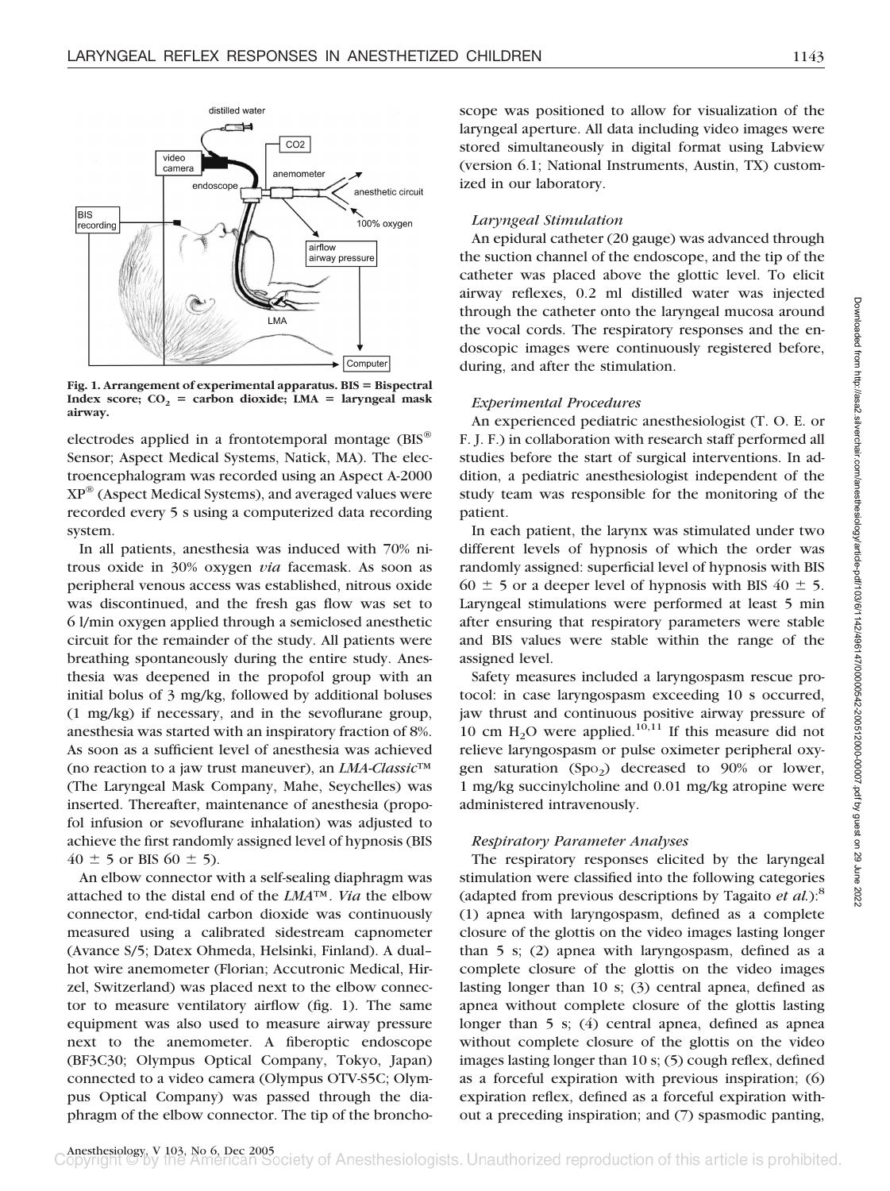Fig. 1. Arrangement of experimental apparatus. BIS = Bispectral Index score; $CO_2$ = carbon dioxide; LMA = laryngeal mask airway.

electrodes applied in a frontotemporal montage (BIS® Sensor; Aspect Medical Systems, Natick, MA). The electroencephalogram was recorded using an Aspect A-2000 XP® (Aspect Medical Systems), and averaged values were recorded every 5 s using a computerized data recording system.

In all patients, anesthesia was induced with 70% nitrous oxide in 30% oxygen *via* facemask. As soon as peripheral venous access was established, nitrous oxide was discontinued, and the fresh gas flow was set to 6 l/min oxygen applied through a semiclosed anesthetic circuit for the remainder of the study. All patients were breathing spontaneously during the entire study. Anesthesia was deepened in the propofol group with an initial bolus of 3 mg/kg, followed by additional boluses (1 mg/kg) if necessary, and in the sevoflurane group, anesthesia was started with an inspiratory fraction of 8%. As soon as a sufficient level of anesthesia was achieved (no reaction to a jaw trust maneuver), an *LMA-Classic*™ (The Laryngeal Mask Company, Mahe, Seychelles) was inserted. Thereafter, maintenance of anesthesia (propofol infusion or sevoflurane inhalation) was adjusted to achieve the first randomly assigned level of hypnosis (BIS $40 \pm 5$ or BIS $60 \pm 5$).

An elbow connector with a self-sealing diaphragm was attached to the distal end of the *LMA*™. *Via* the elbow connector, end-tidal carbon dioxide was continuously measured using a calibrated sidestream capnometer (Avance S/5; Datex Ohmeda, Helsinki, Finland). A dual–hot wire anemometer (Florian; Accutronic Medical, Hirzel, Switzerland) was placed next to the elbow connector to measure ventilatory airflow (fig. 1). The same equipment was also used to measure airway pressure next to the anemometer. A fiberoptic endoscope (BF3C30; Olympus Optical Company, Tokyo, Japan) connected to a video camera (Olympus OTV-S5C; Olympus Optical Company) was passed through the diaphragm of the elbow connector. The tip of the bronchoscope was positioned to allow for visualization of the laryngeal aperture. All data including video images were stored simultaneously in digital format using Labview (version 6.1; National Instruments, Austin, TX) customized in our laboratory.

### *Laryngeal Stimulation*

An epidural catheter (20 gauge) was advanced through the suction channel of the endoscope, and the tip of the catheter was placed above the glottic level. To elicit airway reflexes, 0.2 ml distilled water was injected through the catheter onto the laryngeal mucosa around the vocal cords. The respiratory responses and the endoscopic images were continuously registered before, during, and after the stimulation.

### *Experimental Procedures*

An experienced pediatric anesthesiologist (T. O. E. or F. J. F.) in collaboration with research staff performed all studies before the start of surgical interventions. In addition, a pediatric anesthesiologist independent of the study team was responsible for the monitoring of the patient.

In each patient, the larynx was stimulated under two different levels of hypnosis of which the order was randomly assigned: superficial level of hypnosis with BIS $60 \pm 5$ or a deeper level of hypnosis with BIS $40 \pm 5$. Laryngeal stimulations were performed at least 5 min after ensuring that respiratory parameters were stable and BIS values were stable within the range of the assigned level.

Safety measures included a laryngospasm rescue protocol: in case laryngospasm exceeding 10 s occurred, jaw thrust and continuous positive airway pressure of 10 cm $H_2O$ were applied.[10,11] If this measure did not relieve laryngospasm or pulse oximeter peripheral oxygen saturation ($Sp_{O_2}$) decreased to 90% or lower, 1 mg/kg succinylcholine and 0.01 mg/kg atropine were administered intravenously.

### *Respiratory Parameter Analyses*

The respiratory responses elicited by the laryngeal stimulation were classified into the following categories (adapted from previous descriptions by Tagaito *et al.*):[8] (1) apnea with laryngospasm, defined as a complete closure of the glottis on the video images lasting longer than 5 s; (2) apnea with laryngospasm, defined as a complete closure of the glottis on the video images lasting longer than 10 s; (3) central apnea, defined as apnea without complete closure of the glottis lasting longer than 5 s; (4) central apnea, defined as apnea without complete closure of the glottis on the video images lasting longer than 10 s; (5) cough reflex, defined as a forceful expiration with previous inspiration; (6) expiration reflex, defined as a forceful expiration without a preceding inspiration; and (7) spasmodic panting,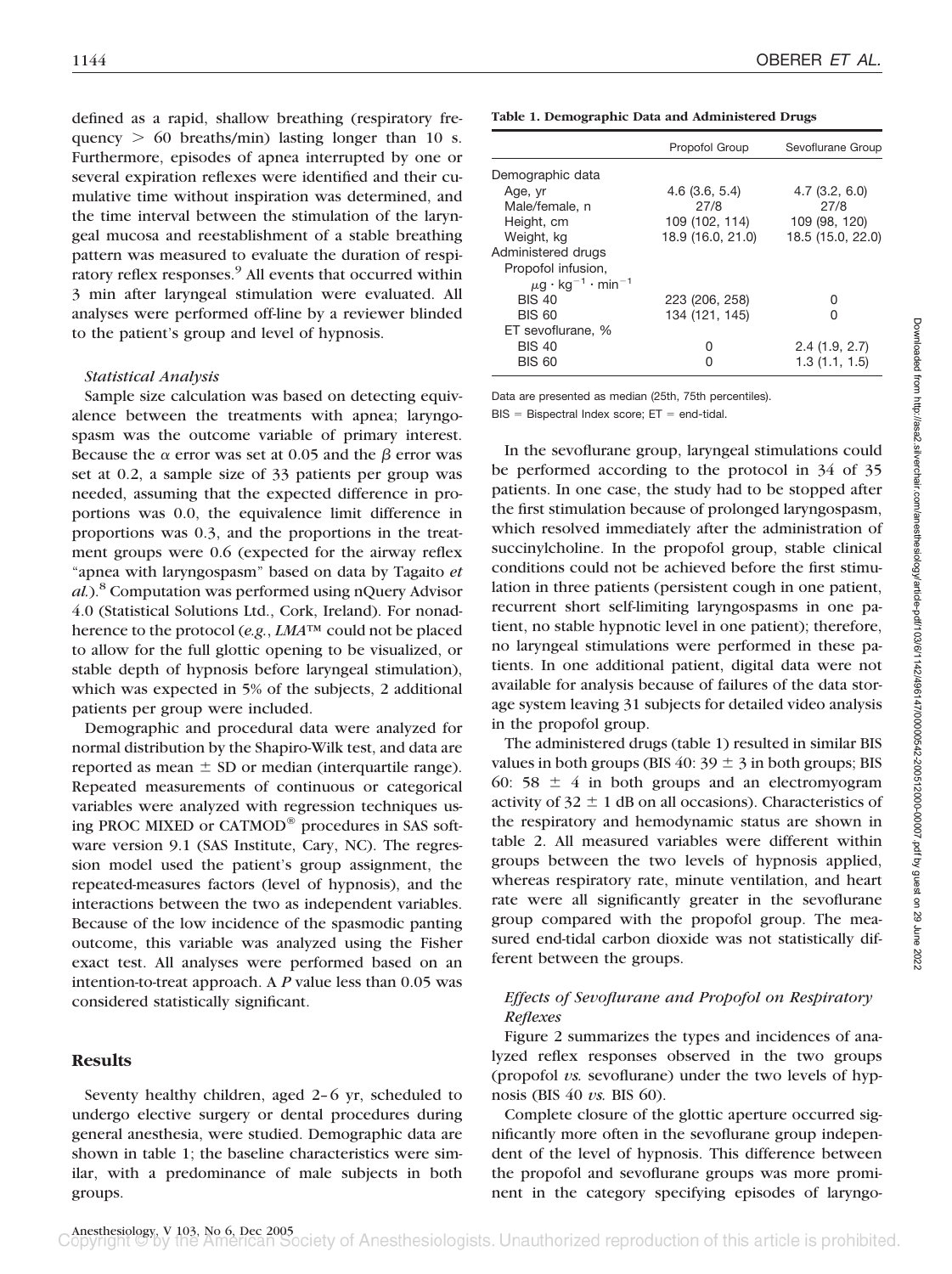defined as a rapid, shallow breathing (respiratory frequency > 60 breaths/min) lasting longer than 10 s. Furthermore, episodes of apnea interrupted by one or several expiration reflexes were identified and their cumulative time without inspiration was determined, and the time interval between the stimulation of the laryngeal mucosa and reestablishment of a stable breathing pattern was measured to evaluate the duration of respiratory reflex responses.[9] All events that occurred within 3 min after laryngeal stimulation were evaluated. All analyses were performed off-line by a reviewer blinded to the patient's group and level of hypnosis.

### *Statistical Analysis*

Sample size calculation was based on detecting equivalence between the treatments with apnea; laryngospasm was the outcome variable of primary interest. Because the $\alpha$ error was set at 0.05 and the $\beta$ error was set at 0.2, a sample size of 33 patients per group was needed, assuming that the expected difference in proportions was 0.0, the equivalence limit difference in proportions was 0.3, and the proportions in the treatment groups were 0.6 (expected for the airway reflex "apnea with laryngospasm" based on data by Tagaito *et al.*).[8] Computation was performed using nQuery Advisor 4.0 (Statistical Solutions Ltd., Cork, Ireland). For nonadherence to the protocol (*e.g.*, *LMA*™ could not be placed to allow for the full glottic opening to be visualized, or stable depth of hypnosis before laryngeal stimulation), which was expected in 5% of the subjects, 2 additional patients per group were included.

Demographic and procedural data were analyzed for normal distribution by the Shapiro-Wilk test, and data are reported as mean ± SD or median (interquartile range). Repeated measurements of continuous or categorical variables were analyzed with regression techniques using PROC MIXED or CATMOD® procedures in SAS software version 9.1 (SAS Institute, Cary, NC). The regression model used the patient's group assignment, the repeated-measures factors (level of hypnosis), and the interactions between the two as independent variables. Because of the low incidence of the spasmodic panting outcome, this variable was analyzed using the Fisher exact test. All analyses were performed based on an intention-to-treat approach. A *P* value less than 0.05 was considered statistically significant.

## Results

Seventy healthy children, aged 2–6 yr, scheduled to undergo elective surgery or dental procedures during general anesthesia, were studied. Demographic data are shown in table 1; the baseline characteristics were similar, with a predominance of male subjects in both groups.

**Table 1. Demographic Data and Administered Drugs**

| | Propofol Group | Sevoflurane Group |
|---|---|---|
| Demographic data | | |
| Age, yr | 4.6 (3.6, 5.4) | 4.7 (3.2, 6.0) |
| Male/female, n | 27/8 | 27/8 |
| Height, cm | 109 (102, 114) | 109 (98, 120) |
| Weight, kg | 18.9 (16.0, 21.0) | 18.5 (15.0, 22.0) |
| Administered drugs | | |
| Propofol infusion, $\mu g \cdot kg^{-1} \cdot min^{-1}$ | | |
| BIS 40 | 223 (206, 258) | 0 |
| BIS 60 | 134 (121, 145) | 0 |
| ET sevoflurane, % | | |
| BIS 40 | 0 | 2.4 (1.9, 2.7) |
| BIS 60 | 0 | 1.3 (1.1, 1.5) |

Data are presented as median (25th, 75th percentiles).

BIS = Bispectral Index score; ET = end-tidal.

In the sevoflurane group, laryngeal stimulations could be performed according to the protocol in 34 of 35 patients. In one case, the study had to be stopped after the first stimulation because of prolonged laryngospasm, which resolved immediately after the administration of succinylcholine. In the propofol group, stable clinical conditions could not be achieved before the first stimulation in three patients (persistent cough in one patient, recurrent short self-limiting laryngospasms in one patient, no stable hypnotic level in one patient); therefore, no laryngeal stimulations were performed in these patients. In one additional patient, digital data were not available for analysis because of failures of the data storage system leaving 31 subjects for detailed video analysis in the propofol group.

The administered drugs (table 1) resulted in similar BIS values in both groups (BIS 40: 39 ± 3 in both groups; BIS 60: 58 ± 4 in both groups and an electromyogram activity of 32 ± 1 dB on all occasions). Characteristics of the respiratory and hemodynamic status are shown in table 2. All measured variables were different within groups between the two levels of hypnosis applied, whereas respiratory rate, minute ventilation, and heart rate were all significantly greater in the sevoflurane group compared with the propofol group. The measured end-tidal carbon dioxide was not statistically different between the groups.

### *Effects of Sevoflurane and Propofol on Respiratory Reflexes*

Figure 2 summarizes the types and incidences of analyzed reflex responses observed in the two groups (propofol *vs.* sevoflurane) under the two levels of hypnosis (BIS 40 *vs.* BIS 60).

Complete closure of the glottic aperture occurred significantly more often in the sevoflurane group independent of the level of hypnosis. This difference between the propofol and sevoflurane groups was more prominent in the category specifying episodes of laryngo-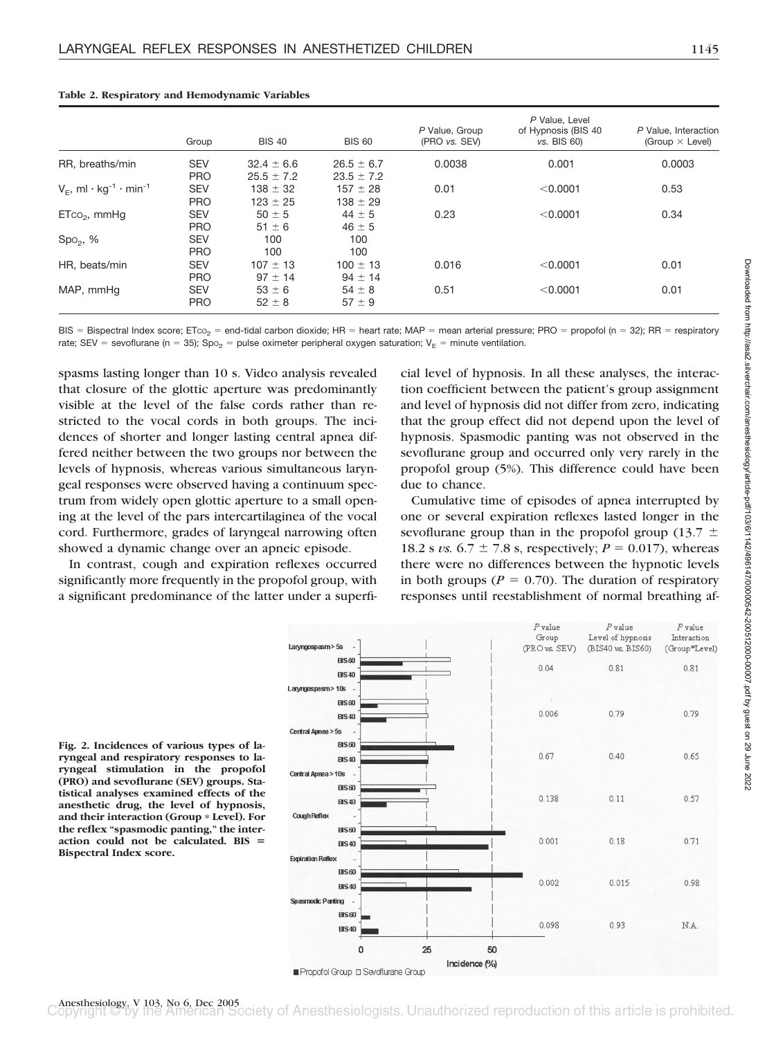**Table 2. Respiratory and Hemodynamic Variables**

| | Group | BIS 40 | BIS 60 | *P* Value, Group (PRO *vs.* SEV) | *P* Value, Level of Hypnosis (BIS 40 *vs.* BIS 60) | *P* Value, Interaction (Group × Level) |
|---|---|---|---|---|---|---|
| RR, breaths/min | SEV | 32.4 ± 6.6 | 26.5 ± 6.7 | 0.0038 | 0.001 | 0.0003 |
| | PRO | 25.5 ± 7.2 | 23.5 ± 7.2 | | | |
| $V_E$, ml · kg$^{-1}$ · min$^{-1}$ | SEV | 138 ± 32 | 157 ± 28 | 0.01 | <0.0001 | 0.53 |
| | PRO | 123 ± 25 | 138 ± 29 | | | |
| $ET_{CO_2}$, mmHg | SEV | 50 ± 5 | 44 ± 5 | 0.23 | <0.0001 | 0.34 |
| | PRO | 51 ± 6 | 46 ± 5 | | | |
| $Sp_{O_2}$, % | SEV | 100 | 100 | | | |
| | PRO | 100 | 100 | | | |
| HR, beats/min | SEV | 107 ± 13 | 100 ± 13 | 0.016 | <0.0001 | 0.01 |
| | PRO | 97 ± 14 | 94 ± 14 | | | |
| MAP, mmHg | SEV | 53 ± 6 | 54 ± 8 | 0.51 | <0.0001 | 0.01 |
| | PRO | 52 ± 8 | 57 ± 9 | | | |

BIS = Bispectral Index score; $ET_{CO_2}$ = end-tidal carbon dioxide; HR = heart rate; MAP = mean arterial pressure; PRO = propofol (n = 32); RR = respiratory rate; SEV = sevoflurane (n = 35); $Sp_{O_2}$ = pulse oximeter peripheral oxygen saturation; $V_E$ = minute ventilation.

spasms lasting longer than 10 s. Video analysis revealed that closure of the glottic aperture was predominantly visible at the level of the false cords rather than restricted to the vocal cords in both groups. The incidences of shorter and longer lasting central apnea differed neither between the two groups nor between the levels of hypnosis, whereas various simultaneous laryngeal responses were observed having a continuum spectrum from widely open glottic aperture to a small opening at the level of the pars intercartilaginea of the vocal cord. Furthermore, grades of laryngeal narrowing often showed a dynamic change over an apneic episode.

In contrast, cough and expiration reflexes occurred significantly more frequently in the propofol group, with a significant predominance of the latter under a superficial level of hypnosis. In all these analyses, the interaction coefficient between the patient's group assignment and level of hypnosis did not differ from zero, indicating that the group effect did not depend upon the level of hypnosis. Spasmodic panting was not observed in the sevoflurane group and occurred only very rarely in the propofol group (5%). This difference could have been due to chance.

Cumulative time of episodes of apnea interrupted by one or several expiration reflexes lasted longer in the sevoflurane group than in the propofol group (13.7 ± 18.2 s *vs.* 6.7 ± 7.8 s, respectively; $P = 0.017$), whereas there were no differences between the hypnotic levels in both groups ($P = 0.70$). The duration of respiratory responses until reestablishment of normal breathing af-

| | *P* value Group (PRO vs. SEV) | *P* value Level of hypnosis (BIS40 vs. BIS60) | *P* value Interaction (Group*Level) |
|---|---|---|---|
| Laryngospasm > 5s | 0.04 | 0.81 | 0.81 |
| Laryngospasm > 10s | 0.006 | 0.79 | 0.79 |
| Central Apnea > 5s | 0.67 | 0.40 | 0.65 |
| Central Apnea > 10s | 0.138 | 0.11 | 0.57 |
| Cough Reflex | 0.001 | 0.18 | 0.71 |
| Expiration Reflex | 0.002 | 0.015 | 0.98 |
| Spasmodic Panting | 0.098 | 0.93 | N.A. |

**Fig. 2. Incidences of various types of laryngeal and respiratory responses to laryngeal stimulation in the propofol (PRO) and sevoflurane (SEV) groups. Statistical analyses examined effects of the anesthetic drug, the level of hypnosis, and their interaction (Group * Level). For the reflex "spasmodic panting," the interaction could not be calculated. BIS = Bispectral Index score.**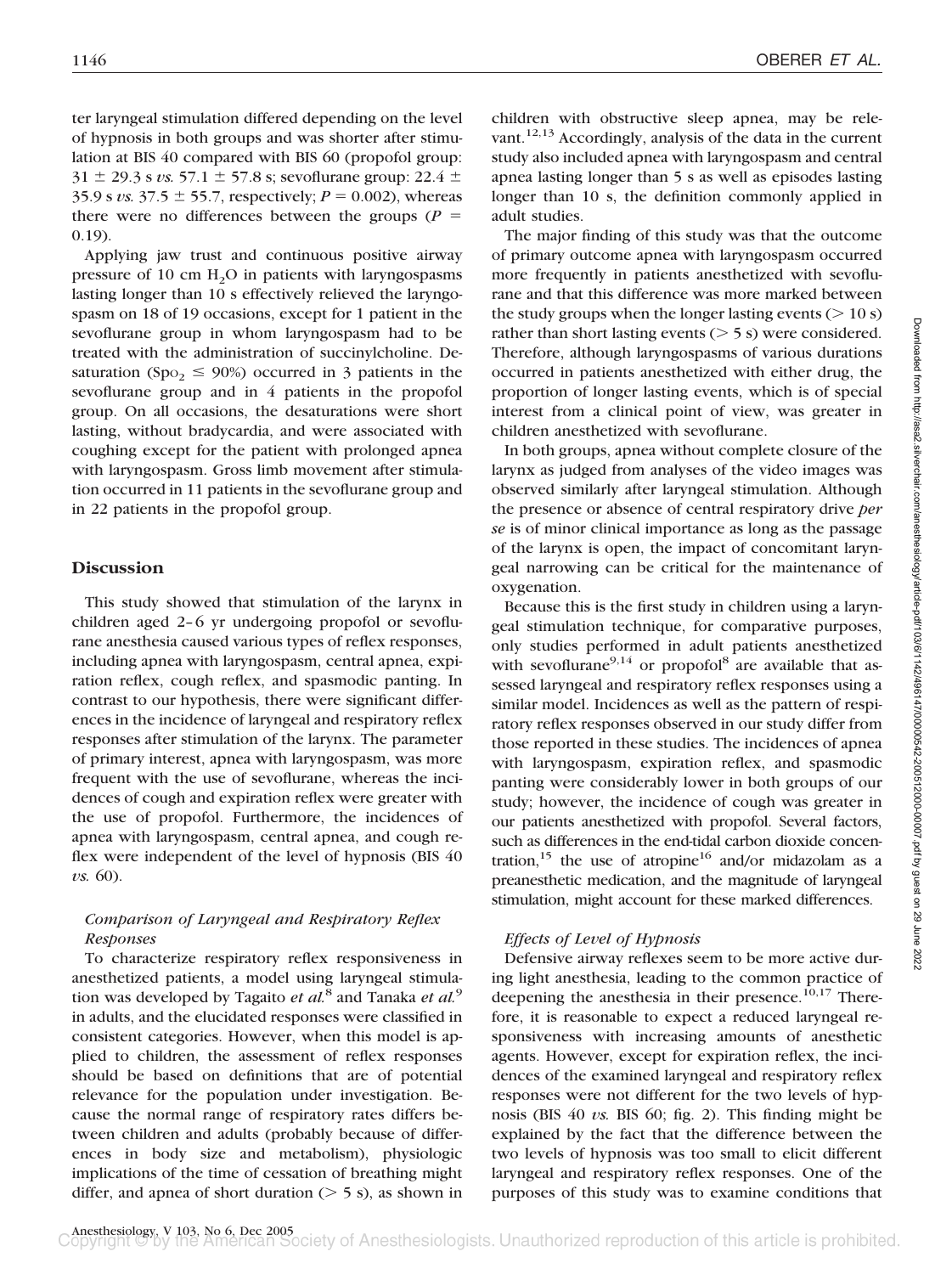ter laryngeal stimulation differed depending on the level of hypnosis in both groups and was shorter after stimulation at BIS 40 compared with BIS 60 (propofol group: 31 ± 29.3 s *vs.* 57.1 ± 57.8 s; sevoflurane group: 22.4 ± 35.9 s *vs.* 37.5 ± 55.7, respectively; $P = 0.002$), whereas there were no differences between the groups ($P = 0.19$).

Applying jaw trust and continuous positive airway pressure of 10 cm $H_2O$ in patients with laryngospasms lasting longer than 10 s effectively relieved the laryngospasm on 18 of 19 occasions, except for 1 patient in the sevoflurane group in whom laryngospasm had to be treated with the administration of succinylcholine. Desaturation ($Sp_{O_2} \leq 90\%$) occurred in 3 patients in the sevoflurane group and in 4 patients in the propofol group. On all occasions, the desaturations were short lasting, without bradycardia, and were associated with coughing except for the patient with prolonged apnea with laryngospasm. Gross limb movement after stimulation occurred in 11 patients in the sevoflurane group and in 22 patients in the propofol group.

## Discussion

This study showed that stimulation of the larynx in children aged 2–6 yr undergoing propofol or sevoflurane anesthesia caused various types of reflex responses, including apnea with laryngospasm, central apnea, expiration reflex, cough reflex, and spasmodic panting. In contrast to our hypothesis, there were significant differences in the incidence of laryngeal and respiratory reflex responses after stimulation of the larynx. The parameter of primary interest, apnea with laryngospasm, was more frequent with the use of sevoflurane, whereas the incidences of cough and expiration reflex were greater with the use of propofol. Furthermore, the incidences of apnea with laryngospasm, central apnea, and cough reflex were independent of the level of hypnosis (BIS 40 *vs.* 60).

### *Comparison of Laryngeal and Respiratory Reflex Responses*

To characterize respiratory reflex responsiveness in anesthetized patients, a model using laryngeal stimulation was developed by Tagaito *et al.*[8] and Tanaka *et al.*[9] in adults, and the elucidated responses were classified in consistent categories. However, when this model is applied to children, the assessment of reflex responses should be based on definitions that are of potential relevance for the population under investigation. Because the normal range of respiratory rates differs between children and adults (probably because of differences in body size and metabolism), physiologic implications of the time of cessation of breathing might differ, and apnea of short duration (> 5 s), as shown in children with obstructive sleep apnea, may be relevant.[12,13] Accordingly, analysis of the data in the current study also included apnea with laryngospasm and central apnea lasting longer than 5 s as well as episodes lasting longer than 10 s, the definition commonly applied in adult studies.

The major finding of this study was that the outcome of primary outcome apnea with laryngospasm occurred more frequently in patients anesthetized with sevoflurane and that this difference was more marked between the study groups when the longer lasting events (> 10 s) rather than short lasting events (> 5 s) were considered. Therefore, although laryngospasms of various durations occurred in patients anesthetized with either drug, the proportion of longer lasting events, which is of special interest from a clinical point of view, was greater in children anesthetized with sevoflurane.

In both groups, apnea without complete closure of the larynx as judged from analyses of the video images was observed similarly after laryngeal stimulation. Although the presence or absence of central respiratory drive *per se* is of minor clinical importance as long as the passage of the larynx is open, the impact of concomitant laryngeal narrowing can be critical for the maintenance of oxygenation.

Because this is the first study in children using a laryngeal stimulation technique, for comparative purposes, only studies performed in adult patients anesthetized with sevoflurane[9,14] or propofol[8] are available that assessed laryngeal and respiratory reflex responses using a similar model. Incidences as well as the pattern of respiratory reflex responses observed in our study differ from those reported in these studies. The incidences of apnea with laryngospasm, expiration reflex, and spasmodic panting were considerably lower in both groups of our study; however, the incidence of cough was greater in our patients anesthetized with propofol. Several factors, such as differences in the end-tidal carbon dioxide concentration,[15] the use of atropine[16] and/or midazolam as a preanesthetic medication, and the magnitude of laryngeal stimulation, might account for these marked differences.

### *Effects of Level of Hypnosis*

Defensive airway reflexes seem to be more active during light anesthesia, leading to the common practice of deepening the anesthesia in their presence.[10,17] Therefore, it is reasonable to expect a reduced laryngeal responsiveness with increasing amounts of anesthetic agents. However, except for expiration reflex, the incidences of the examined laryngeal and respiratory reflex responses were not different for the two levels of hypnosis (BIS 40 *vs.* BIS 60; fig. 2). This finding might be explained by the fact that the difference between the two levels of hypnosis was too small to elicit different laryngeal and respiratory reflex responses. One of the purposes of this study was to examine conditions that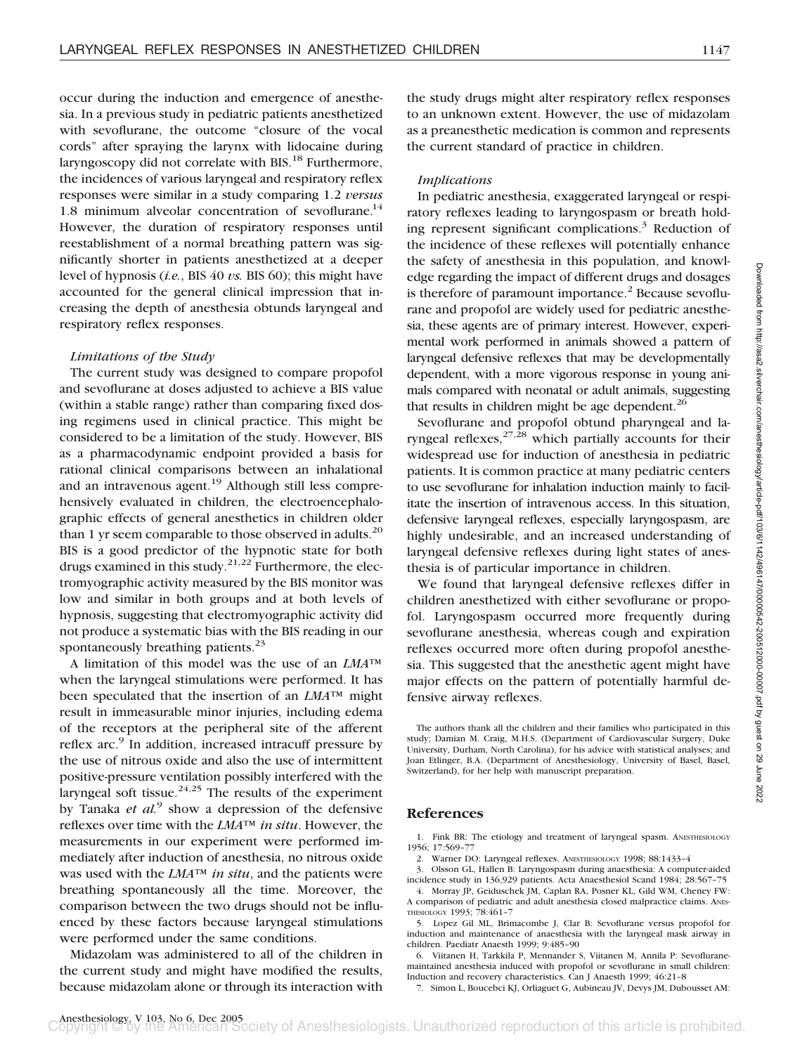occur during the induction and emergence of anesthesia. In a previous study in pediatric patients anesthetized with sevoflurane, the outcome "closure of the vocal cords" after spraying the larynx with lidocaine during laryngoscopy did not correlate with BIS.[18] Furthermore, the incidences of various laryngeal and respiratory reflex responses were similar in a study comparing 1.2 *versus* 1.8 minimum alveolar concentration of sevoflurane.[14] However, the duration of respiratory responses until reestablishment of a normal breathing pattern was significantly shorter in patients anesthetized at a deeper level of hypnosis (*i.e.*, BIS 40 *vs.* BIS 60); this might have accounted for the general clinical impression that increasing the depth of anesthesia obtunds laryngeal and respiratory reflex responses.

### *Limitations of the Study*

The current study was designed to compare propofol and sevoflurane at doses adjusted to achieve a BIS value (within a stable range) rather than comparing fixed dosing regimens used in clinical practice. This might be considered to be a limitation of the study. However, BIS as a pharmacodynamic endpoint provided a basis for rational clinical comparisons between an inhalational and an intravenous agent.[19] Although still less comprehensively evaluated in children, the electroencephalographic effects of general anesthetics in children older than 1 yr seem comparable to those observed in adults.[20] BIS is a good predictor of the hypnotic state for both drugs examined in this study.[21,22] Furthermore, the electromyographic activity measured by the BIS monitor was low and similar in both groups and at both levels of hypnosis, suggesting that electromyographic activity did not produce a systematic bias with the BIS reading in our spontaneously breathing patients.[23]

A limitation of this model was the use of an *LMA*™ when the laryngeal stimulations were performed. It has been speculated that the insertion of an *LMA*™ might result in immeasurable minor injuries, including edema of the receptors at the peripheral site of the afferent reflex arc.[9] In addition, increased intracuff pressure by the use of nitrous oxide and also the use of intermittent positive-pressure ventilation possibly interfered with the laryngeal soft tissue.[24,25] The results of the experiment by Tanaka *et al.*[9] show a depression of the defensive reflexes over time with the *LMA*™ *in situ*. However, the measurements in our experiment were performed immediately after induction of anesthesia, no nitrous oxide was used with the *LMA*™ *in situ*, and the patients were breathing spontaneously all the time. Moreover, the comparison between the two drugs should not be influenced by these factors because laryngeal stimulations were performed under the same conditions.

Midazolam was administered to all of the children in the current study and might have modified the results, because midazolam alone or through its interaction with the study drugs might alter respiratory reflex responses to an unknown extent. However, the use of midazolam as a preanesthetic medication is common and represents the current standard of practice in children.

### *Implications*

In pediatric anesthesia, exaggerated laryngeal or respiratory reflexes leading to laryngospasm or breath holding represent significant complications.[3] Reduction of the incidence of these reflexes will potentially enhance the safety of anesthesia in this population, and knowledge regarding the impact of different drugs and dosages is therefore of paramount importance.[2] Because sevoflurane and propofol are widely used for pediatric anesthesia, these agents are of primary interest. However, experimental work performed in animals showed a pattern of laryngeal defensive reflexes that may be developmentally dependent, with a more vigorous response in young animals compared with neonatal or adult animals, suggesting that results in children might be age dependent.[26]

Sevoflurane and propofol obtund pharyngeal and laryngeal reflexes,[27,28] which partially accounts for their widespread use for induction of anesthesia in pediatric patients. It is common practice at many pediatric centers to use sevoflurane for inhalation induction mainly to facilitate the insertion of intravenous access. In this situation, defensive laryngeal reflexes, especially laryngospasm, are highly undesirable, and an increased understanding of laryngeal defensive reflexes during light states of anesthesia is of particular importance in children.

We found that laryngeal defensive reflexes differ in children anesthetized with either sevoflurane or propofol. Laryngospasm occurred more frequently during sevoflurane anesthesia, whereas cough and expiration reflexes occurred more often during propofol anesthesia. This suggested that the anesthetic agent might have major effects on the pattern of potentially harmful defensive airway reflexes.

The authors thank all the children and their families who participated in this study; Damian M. Craig, M.H.S. (Department of Cardiovascular Surgery, Duke University, Durham, North Carolina), for his advice with statistical analyses; and Joan Etlinger, B.A. (Department of Anesthesiology, University of Basel, Basel, Switzerland), for her help with manuscript preparation.

## References

1. Fink BR: The etiology and treatment of laryngeal spasm. Anesthesiology 1956; 17:569–77
2. Warner DO: Laryngeal reflexes. Anesthesiology 1998; 88:1433–4
3. Olsson GL, Hallen B: Laryngospasm during anaesthesia: A computer-aided incidence study in 136,929 patients. Acta Anaesthesiol Scand 1984; 28:567–75
4. Morray JP, Geiduschek JM, Caplan RA, Posner KL, Gild WM, Cheney FW: A comparison of pediatric and adult anesthesia closed malpractice claims. Anesthesiology 1993; 78:461–7
5. Lopez Gil ML, Brimacombe J, Clar B: Sevoflurane versus propofol for induction and maintenance of anaesthesia with the laryngeal mask airway in children. Paediatr Anaesth 1999; 9:485–90
6. Viitanen H, Tarkkila P, Mennander S, Viitanen M, Annila P: Sevoflurane-maintained anesthesia induced with propofol or sevoflurane in small children: Induction and recovery characteristics. Can J Anaesth 1999; 46:21–8
7. Simon L, Boucebci KJ, Orliaguet G, Aubineau JV, Devys JM, Dubousset AM: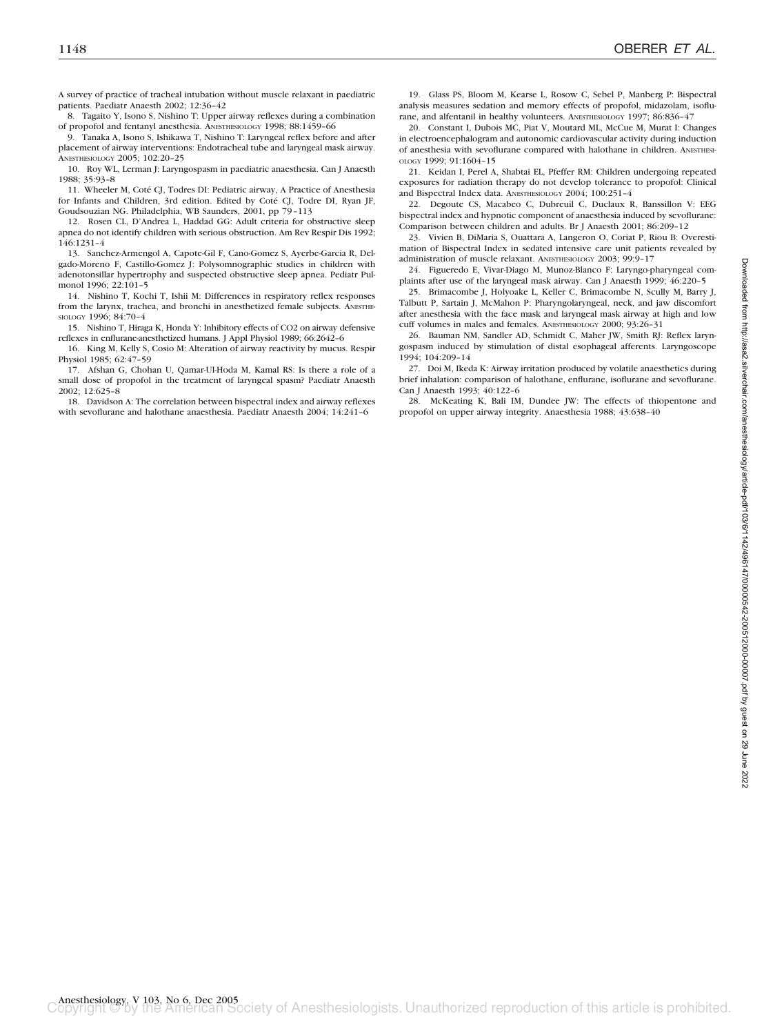A survey of practice of tracheal intubation without muscle relaxant in paediatric patients. Paediatr Anaesth 2002; 12:36–42

8. Tagaito Y, Isono S, Nishino T: Upper airway reflexes during a combination of propofol and fentanyl anesthesia. ANESTHESIOLOGY 1998; 88:1459–66

9. Tanaka A, Isono S, Ishikawa T, Nishino T: Laryngeal reflex before and after placement of airway interventions: Endotracheal tube and laryngeal mask airway. ANESTHESIOLOGY 2005; 102:20–25

10. Roy WL, Lerman J: Laryngospasm in paediatric anaesthesia. Can J Anaesth 1988; 35:93–8

11. Wheeler M, Coté CJ, Todres DI: Pediatric airway, A Practice of Anesthesia for Infants and Children, 3rd edition. Edited by Coté CJ, Todre DI, Ryan JF, Goudsouzian NG. Philadelphia, WB Saunders, 2001, pp 79–113

12. Rosen CL, D'Andrea L, Haddad GG: Adult criteria for obstructive sleep apnea do not identify children with serious obstruction. Am Rev Respir Dis 1992; 146:1231–4

13. Sanchez-Armengol A, Capote-Gil F, Cano-Gomez S, Ayerbe-Garcia R, Delgado-Moreno F, Castillo-Gomez J: Polysomnographic studies in children with adenotonsillar hypertrophy and suspected obstructive sleep apnea. Pediatr Pulmonol 1996; 22:101–5

14. Nishino T, Kochi T, Ishii M: Differences in respiratory reflex responses from the larynx, trachea, and bronchi in anesthetized female subjects. ANESTHESIOLOGY 1996; 84:70–4

15. Nishino T, Hiraga K, Honda Y: Inhibitory effects of CO2 on airway defensive reflexes in enflurane-anesthetized humans. J Appl Physiol 1989; 66:2642–6

16. King M, Kelly S, Cosio M: Alteration of airway reactivity by mucus. Respir Physiol 1985; 62:47–59

17. Afshan G, Chohan U, Qamar-Ul-Hoda M, Kamal RS: Is there a role of a small dose of propofol in the treatment of laryngeal spasm? Paediatr Anaesth 2002; 12:625–8

18. Davidson A: The correlation between bispectral index and airway reflexes with sevoflurane and halothane anaesthesia. Paediatr Anaesth 2004; 14:241–6

19. Glass PS, Bloom M, Kearse L, Rosow C, Sebel P, Manberg P: Bispectral analysis measures sedation and memory effects of propofol, midazolam, isoflurane, and alfentanil in healthy volunteers. ANESTHESIOLOGY 1997; 86:836–47

20. Constant I, Dubois MC, Piat V, Moutard ML, McCue M, Murat I: Changes in electroencephalogram and autonomic cardiovascular activity during induction of anesthesia with sevoflurane compared with halothane in children. ANESTHESIOLOGY 1999; 91:1604–15

21. Keidan I, Perel A, Shabtai EL, Pfeffer RM: Children undergoing repeated exposures for radiation therapy do not develop tolerance to propofol: Clinical and Bispectral Index data. ANESTHESIOLOGY 2004; 100:251–4

22. Degoute CS, Macabeo C, Dubreuil C, Duclaux R, Banssillon V: EEG bispectral index and hypnotic component of anaesthesia induced by sevoflurane: Comparison between children and adults. Br J Anaesth 2001; 86:209–12

23. Vivien B, DiMaria S, Ouattara A, Langeron O, Coriat P, Riou B: Overestimation of Bispectral Index in sedated intensive care unit patients revealed by administration of muscle relaxant. ANESTHESIOLOGY 2003; 99:9–17

24. Figueredo E, Vivar-Diago M, Munoz-Blanco F: Laryngo-pharyngeal complaints after use of the laryngeal mask airway. Can J Anaesth 1999; 46:220–5

25. Brimacombe J, Holyoake L, Keller C, Brimacombe N, Scully M, Barry J, Talbutt P, Sartain J, McMahon P: Pharyngolaryngeal, neck, and jaw discomfort after anesthesia with the face mask and laryngeal mask airway at high and low cuff volumes in males and females. ANESTHESIOLOGY 2000; 93:26–31

26. Bauman NM, Sandler AD, Schmidt C, Maher JW, Smith RJ: Reflex laryngospasm induced by stimulation of distal esophageal afferents. Laryngoscope 1994; 104:209–14

27. Doi M, Ikeda K: Airway irritation produced by volatile anaesthetics during brief inhalation: comparison of halothane, enflurane, isoflurane and sevoflurane. Can J Anaesth 1993; 40:122–6

28. McKeating K, Bali IM, Dundee JW: The effects of thiopentone and propofol on upper airway integrity. Anaesthesia 1988; 43:638–40